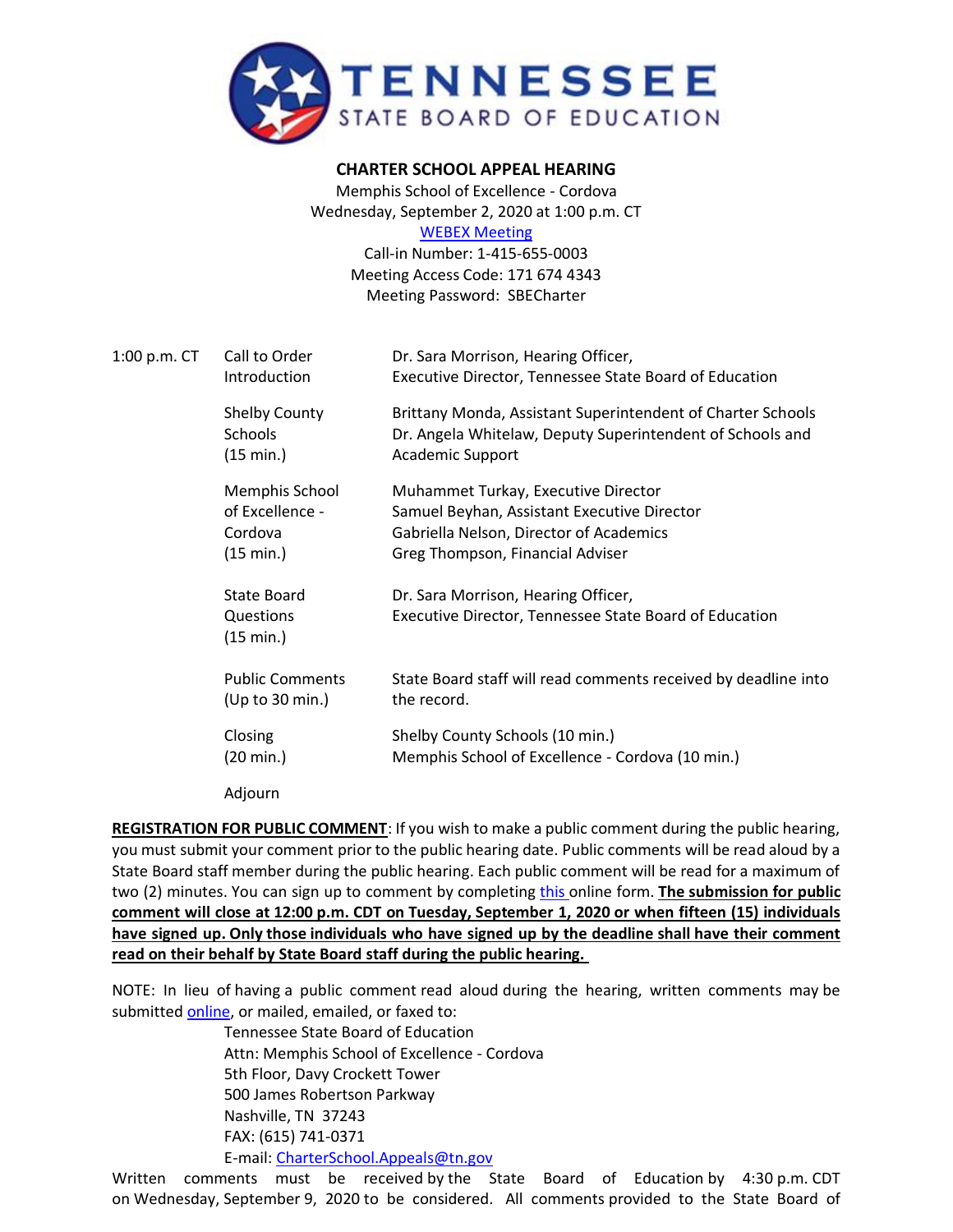TENNESSEE STATE BOARD OF EDUCATION

**CHARTER SCHOOL APPEAL HEARING**

Memphis School of Excellence - Cordova
Wednesday, September 2, 2020 at 1:00 p.m. CT
[WEBEX Meeting]
Call-in Number: 1-415-655-0003
Meeting Access Code: 171 674 4343
Meeting Password: SBECharter

| | | |
|---|---|---|
| 1:00 p.m. CT | Call to Order<br>Introduction | Dr. Sara Morrison, Hearing Officer,<br>Executive Director, Tennessee State Board of Education |
| | Shelby County Schools<br>(15 min.) | Brittany Monda, Assistant Superintendent of Charter Schools<br>Dr. Angela Whitelaw, Deputy Superintendent of Schools and Academic Support |
| | Memphis School of Excellence - Cordova<br>(15 min.) | Muhammet Turkay, Executive Director<br>Samuel Beyhan, Assistant Executive Director<br>Gabriella Nelson, Director of Academics<br>Greg Thompson, Financial Adviser |
| | State Board Questions<br>(15 min.) | Dr. Sara Morrison, Hearing Officer,<br>Executive Director, Tennessee State Board of Education |
| | Public Comments<br>(Up to 30 min.) | State Board staff will read comments received by deadline into the record. |
| | Closing<br>(20 min.) | Shelby County Schools (10 min.)<br>Memphis School of Excellence - Cordova (10 min.) |
| | Adjourn | |

**REGISTRATION FOR PUBLIC COMMENT**: If you wish to make a public comment during the public hearing, you must submit your comment prior to the public hearing date. Public comments will be read aloud by a State Board staff member during the public hearing. Each public comment will be read for a maximum of two (2) minutes. You can sign up to comment by completing this online form. **The submission for public comment will close at 12:00 p.m. CDT on Tuesday, September 1, 2020 or when fifteen (15) individuals have signed up. Only those individuals who have signed up by the deadline shall have their comment read on their behalf by State Board staff during the public hearing.**

NOTE: In lieu of having a public comment read aloud during the hearing, written comments may be submitted online, or mailed, emailed, or faxed to:

Tennessee State Board of Education
Attn: Memphis School of Excellence - Cordova
5th Floor, Davy Crockett Tower
500 James Robertson Parkway
Nashville, TN 37243
FAX: (615) 741-0371
E-mail: CharterSchool.Appeals@tn.gov

Written comments must be received by the State Board of Education by 4:30 p.m. CDT on Wednesday, September 9, 2020 to be considered. All comments provided to the State Board of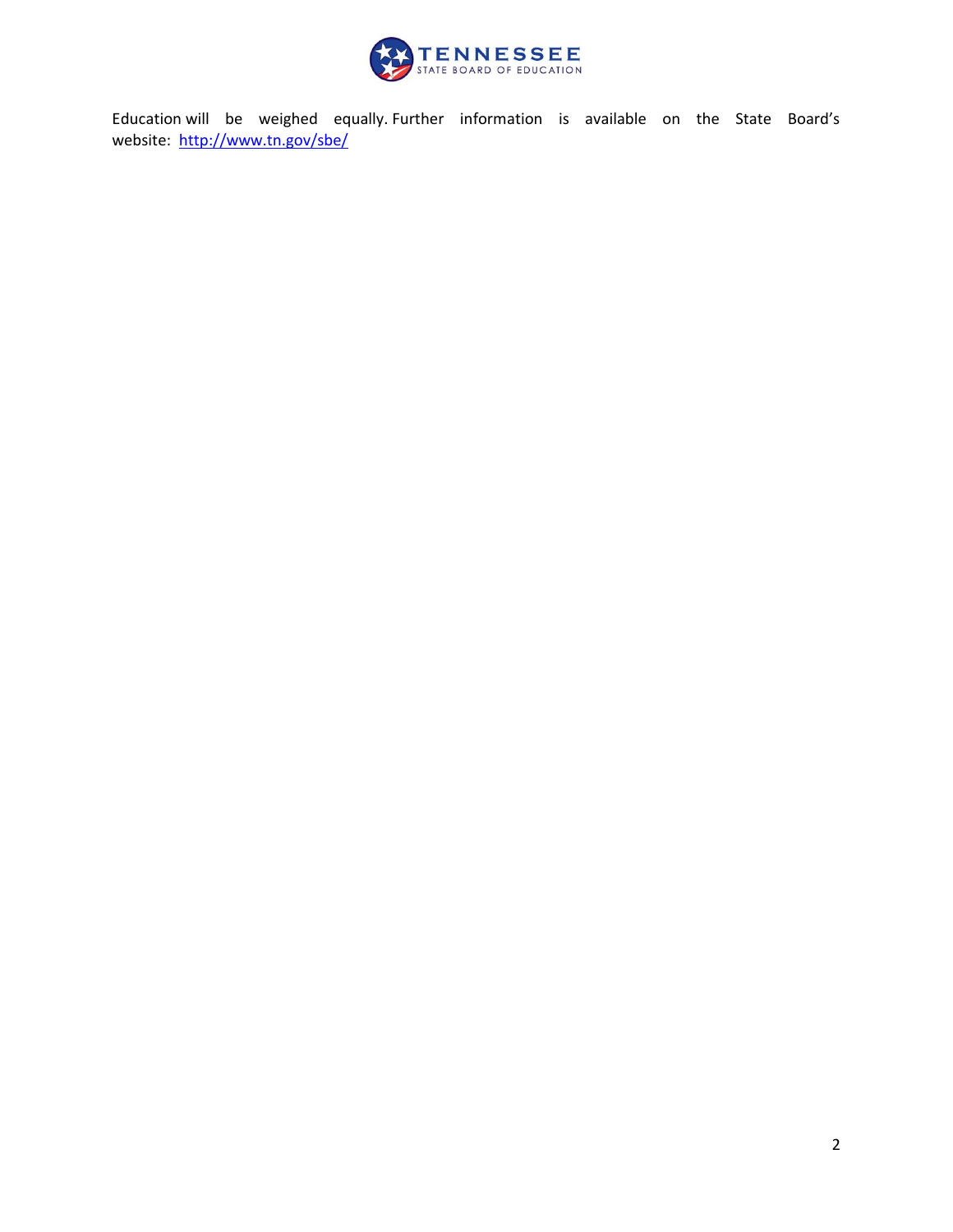Education will be weighed equally. Further information is available on the State Board's website: http://www.tn.gov/sbe/